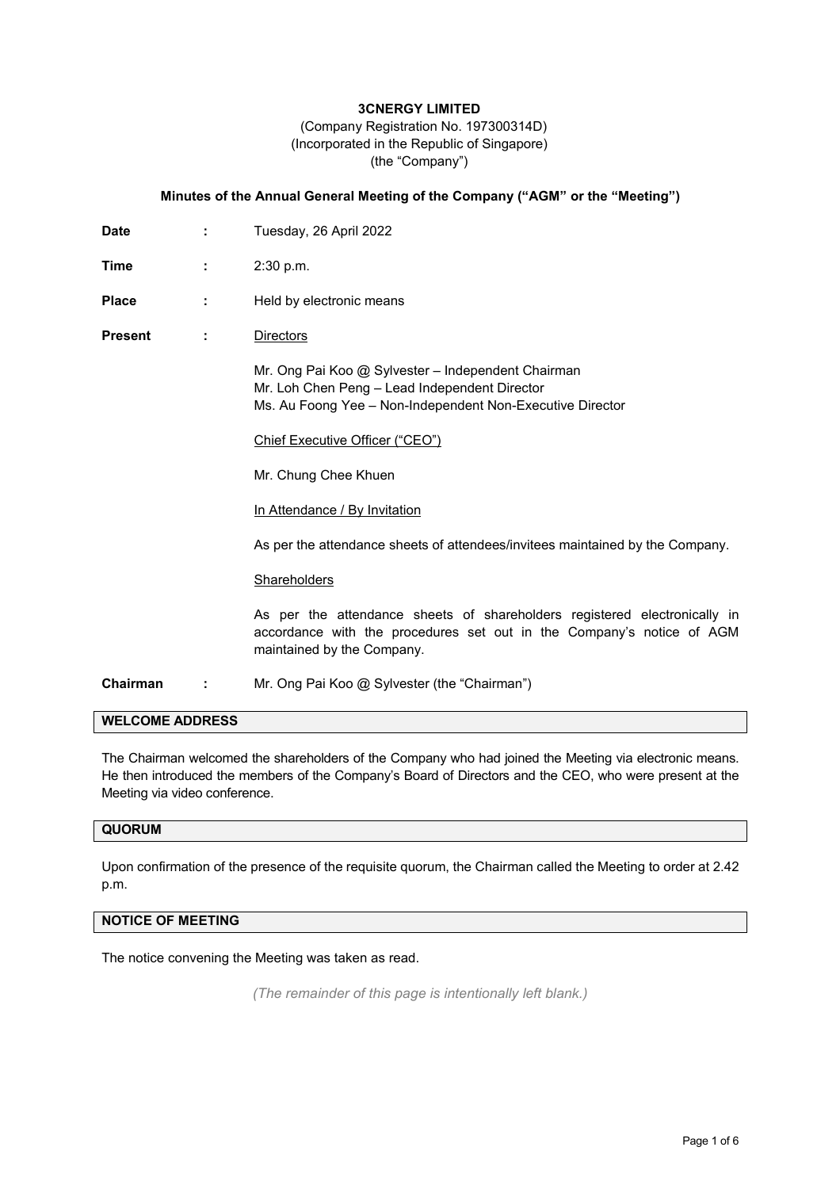**3CNERGY LIMITED**
(Company Registration No. 197300314D)
(Incorporated in the Republic of Singapore)
(the "Company")

**Minutes of the Annual General Meeting of the Company ("AGM" or the "Meeting")**

**Date** : Tuesday, 26 April 2022

**Time** : 2:30 p.m.

**Place** : Held by electronic means

**Present** : Directors

Mr. Ong Pai Koo @ Sylvester – Independent Chairman
Mr. Loh Chen Peng – Lead Independent Director
Ms. Au Foong Yee – Non-Independent Non-Executive Director

Chief Executive Officer ("CEO")

Mr. Chung Chee Khuen

In Attendance / By Invitation

As per the attendance sheets of attendees/invitees maintained by the Company.

Shareholders

As per the attendance sheets of shareholders registered electronically in accordance with the procedures set out in the Company's notice of AGM maintained by the Company.

**Chairman** : Mr. Ong Pai Koo @ Sylvester (the "Chairman")

## WELCOME ADDRESS

The Chairman welcomed the shareholders of the Company who had joined the Meeting via electronic means. He then introduced the members of the Company's Board of Directors and the CEO, who were present at the Meeting via video conference.

## QUORUM

Upon confirmation of the presence of the requisite quorum, the Chairman called the Meeting to order at 2.42 p.m.

## NOTICE OF MEETING

The notice convening the Meeting was taken as read.

*(The remainder of this page is intentionally left blank.)*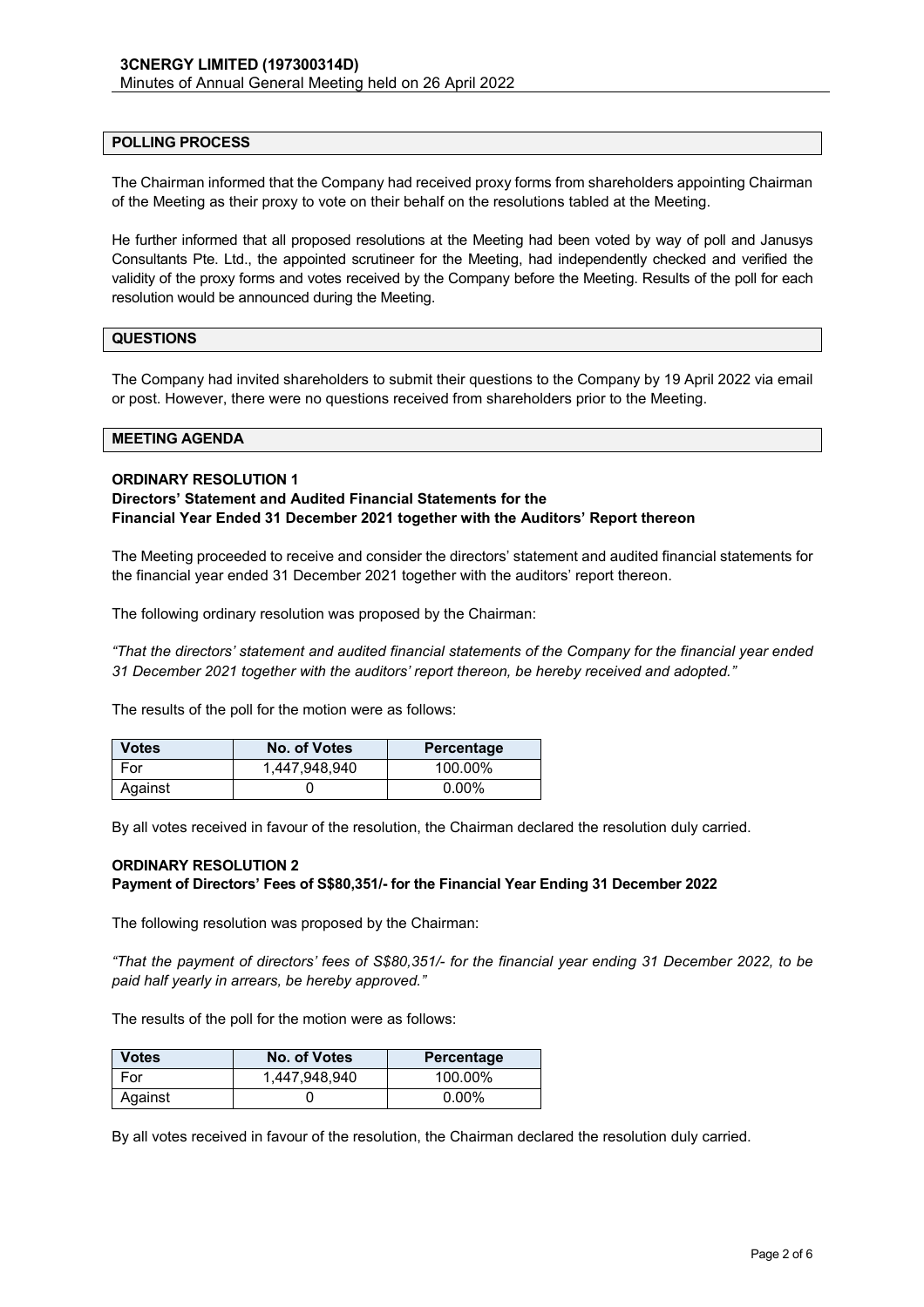## POLLING PROCESS

The Chairman informed that the Company had received proxy forms from shareholders appointing Chairman of the Meeting as their proxy to vote on their behalf on the resolutions tabled at the Meeting.

He further informed that all proposed resolutions at the Meeting had been voted by way of poll and Janusys Consultants Pte. Ltd., the appointed scrutineer for the Meeting, had independently checked and verified the validity of the proxy forms and votes received by the Company before the Meeting. Results of the poll for each resolution would be announced during the Meeting.

## QUESTIONS

The Company had invited shareholders to submit their questions to the Company by 19 April 2022 via email or post. However, there were no questions received from shareholders prior to the Meeting.

## MEETING AGENDA

### ORDINARY RESOLUTION 1
**Directors' Statement and Audited Financial Statements for the Financial Year Ended 31 December 2021 together with the Auditors' Report thereon**

The Meeting proceeded to receive and consider the directors' statement and audited financial statements for the financial year ended 31 December 2021 together with the auditors' report thereon.

The following ordinary resolution was proposed by the Chairman:

*"That the directors' statement and audited financial statements of the Company for the financial year ended 31 December 2021 together with the auditors' report thereon, be hereby received and adopted."*

The results of the poll for the motion were as follows:

| Votes | No. of Votes | Percentage |
|---|---|---|
| For | 1,447,948,940 | 100.00% |
| Against | 0 | 0.00% |

By all votes received in favour of the resolution, the Chairman declared the resolution duly carried.

### ORDINARY RESOLUTION 2
**Payment of Directors' Fees of S$80,351/- for the Financial Year Ending 31 December 2022**

The following resolution was proposed by the Chairman:

*"That the payment of directors' fees of S$80,351/- for the financial year ending 31 December 2022, to be paid half yearly in arrears, be hereby approved."*

The results of the poll for the motion were as follows:

| Votes | No. of Votes | Percentage |
|---|---|---|
| For | 1,447,948,940 | 100.00% |
| Against | 0 | 0.00% |

By all votes received in favour of the resolution, the Chairman declared the resolution duly carried.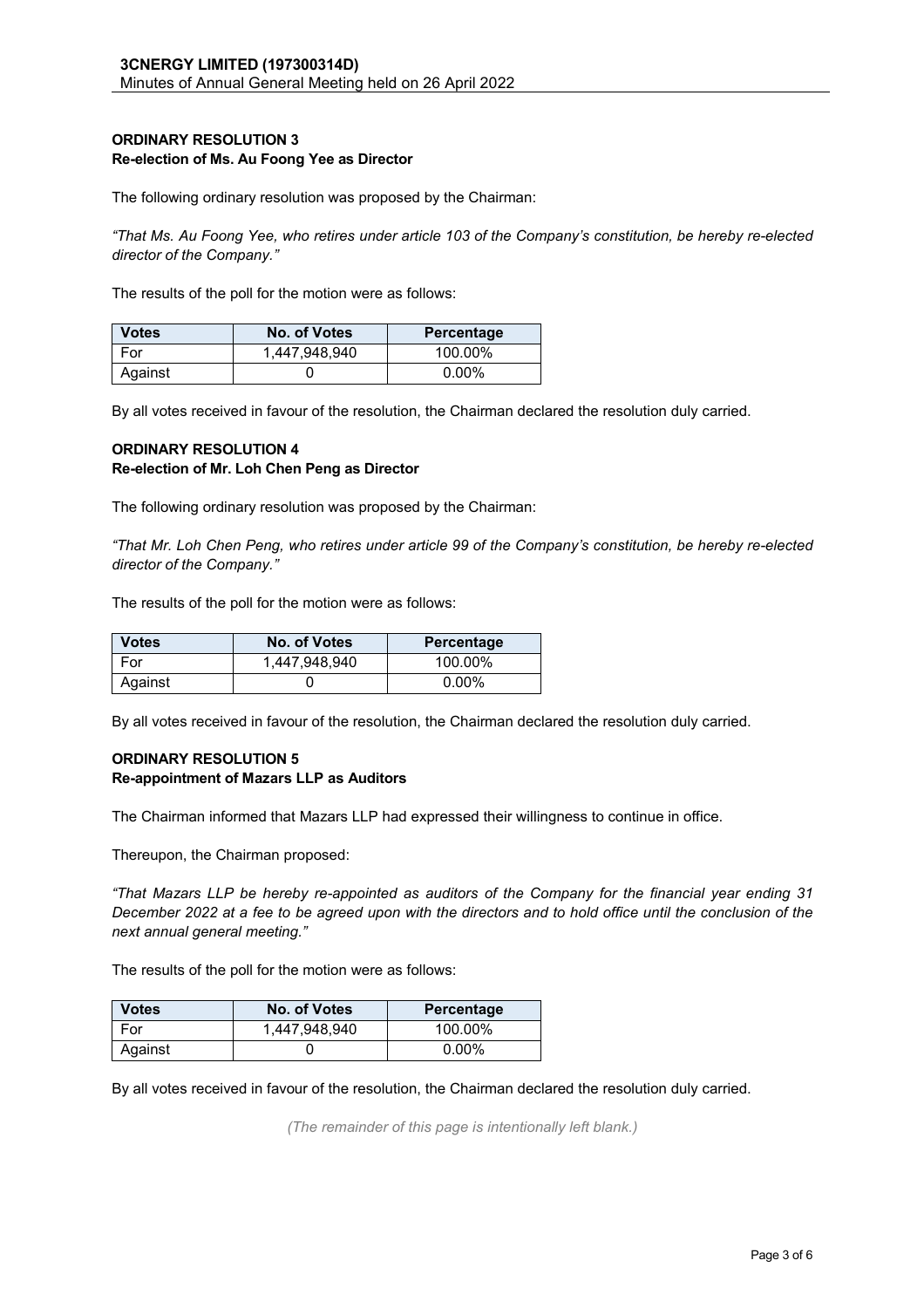#### ORDINARY RESOLUTION 3
**Re-election of Ms. Au Foong Yee as Director**

The following ordinary resolution was proposed by the Chairman:

*"That Ms. Au Foong Yee, who retires under article 103 of the Company's constitution, be hereby re-elected director of the Company."*

The results of the poll for the motion were as follows:

| Votes | No. of Votes | Percentage |
|---|---|---|
| For | 1,447,948,940 | 100.00% |
| Against | 0 | 0.00% |

By all votes received in favour of the resolution, the Chairman declared the resolution duly carried.

#### ORDINARY RESOLUTION 4
**Re-election of Mr. Loh Chen Peng as Director**

The following ordinary resolution was proposed by the Chairman:

*"That Mr. Loh Chen Peng, who retires under article 99 of the Company's constitution, be hereby re-elected director of the Company."*

The results of the poll for the motion were as follows:

| Votes | No. of Votes | Percentage |
|---|---|---|
| For | 1,447,948,940 | 100.00% |
| Against | 0 | 0.00% |

By all votes received in favour of the resolution, the Chairman declared the resolution duly carried.

#### ORDINARY RESOLUTION 5
**Re-appointment of Mazars LLP as Auditors**

The Chairman informed that Mazars LLP had expressed their willingness to continue in office.

Thereupon, the Chairman proposed:

*"That Mazars LLP be hereby re-appointed as auditors of the Company for the financial year ending 31 December 2022 at a fee to be agreed upon with the directors and to hold office until the conclusion of the next annual general meeting."*

The results of the poll for the motion were as follows:

| Votes | No. of Votes | Percentage |
|---|---|---|
| For | 1,447,948,940 | 100.00% |
| Against | 0 | 0.00% |

By all votes received in favour of the resolution, the Chairman declared the resolution duly carried.

*(The remainder of this page is intentionally left blank.)*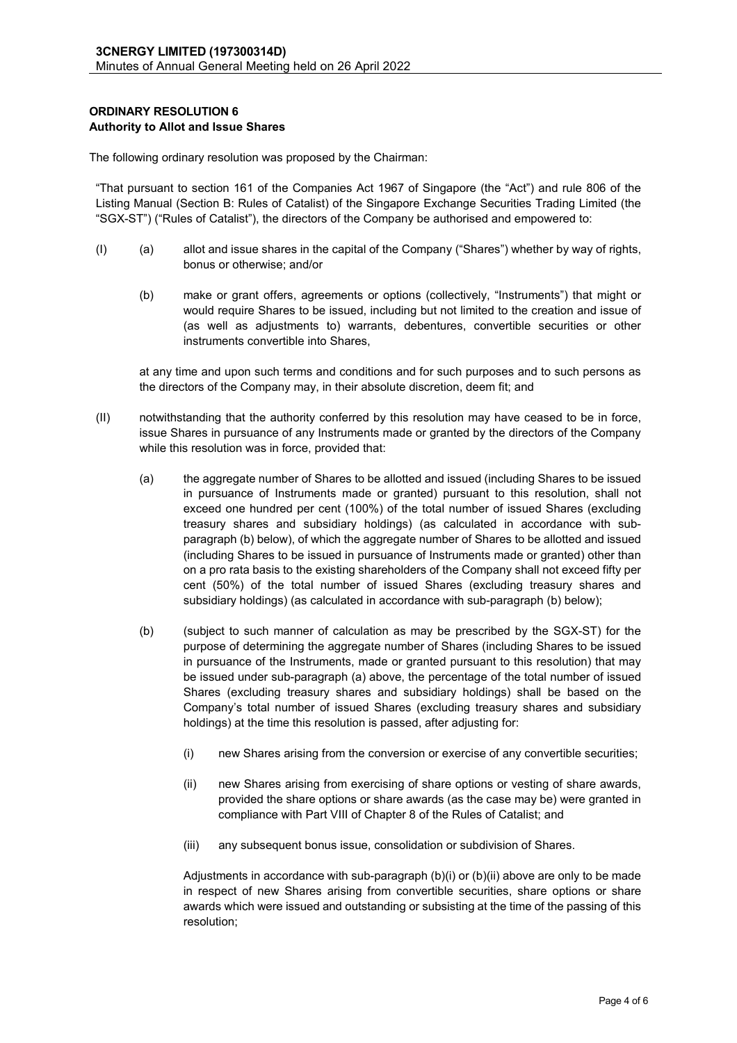**ORDINARY RESOLUTION 6**
**Authority to Allot and Issue Shares**

The following ordinary resolution was proposed by the Chairman:

"That pursuant to section 161 of the Companies Act 1967 of Singapore (the "Act") and rule 806 of the Listing Manual (Section B: Rules of Catalist) of the Singapore Exchange Securities Trading Limited (the "SGX-ST") ("Rules of Catalist"), the directors of the Company be authorised and empowered to:

(I) (a) allot and issue shares in the capital of the Company ("Shares") whether by way of rights, bonus or otherwise; and/or

(b) make or grant offers, agreements or options (collectively, "Instruments") that might or would require Shares to be issued, including but not limited to the creation and issue of (as well as adjustments to) warrants, debentures, convertible securities or other instruments convertible into Shares,

at any time and upon such terms and conditions and for such purposes and to such persons as the directors of the Company may, in their absolute discretion, deem fit; and

(II) notwithstanding that the authority conferred by this resolution may have ceased to be in force, issue Shares in pursuance of any Instruments made or granted by the directors of the Company while this resolution was in force, provided that:

(a) the aggregate number of Shares to be allotted and issued (including Shares to be issued in pursuance of Instruments made or granted) pursuant to this resolution, shall not exceed one hundred per cent (100%) of the total number of issued Shares (excluding treasury shares and subsidiary holdings) (as calculated in accordance with sub-paragraph (b) below), of which the aggregate number of Shares to be allotted and issued (including Shares to be issued in pursuance of Instruments made or granted) other than on a pro rata basis to the existing shareholders of the Company shall not exceed fifty per cent (50%) of the total number of issued Shares (excluding treasury shares and subsidiary holdings) (as calculated in accordance with sub-paragraph (b) below);

(b) (subject to such manner of calculation as may be prescribed by the SGX-ST) for the purpose of determining the aggregate number of Shares (including Shares to be issued in pursuance of the Instruments, made or granted pursuant to this resolution) that may be issued under sub-paragraph (a) above, the percentage of the total number of issued Shares (excluding treasury shares and subsidiary holdings) shall be based on the Company's total number of issued Shares (excluding treasury shares and subsidiary holdings) at the time this resolution is passed, after adjusting for:

(i) new Shares arising from the conversion or exercise of any convertible securities;

(ii) new Shares arising from exercising of share options or vesting of share awards, provided the share options or share awards (as the case may be) were granted in compliance with Part VIII of Chapter 8 of the Rules of Catalist; and

(iii) any subsequent bonus issue, consolidation or subdivision of Shares.

Adjustments in accordance with sub-paragraph (b)(i) or (b)(ii) above are only to be made in respect of new Shares arising from convertible securities, share options or share awards which were issued and outstanding or subsisting at the time of the passing of this resolution;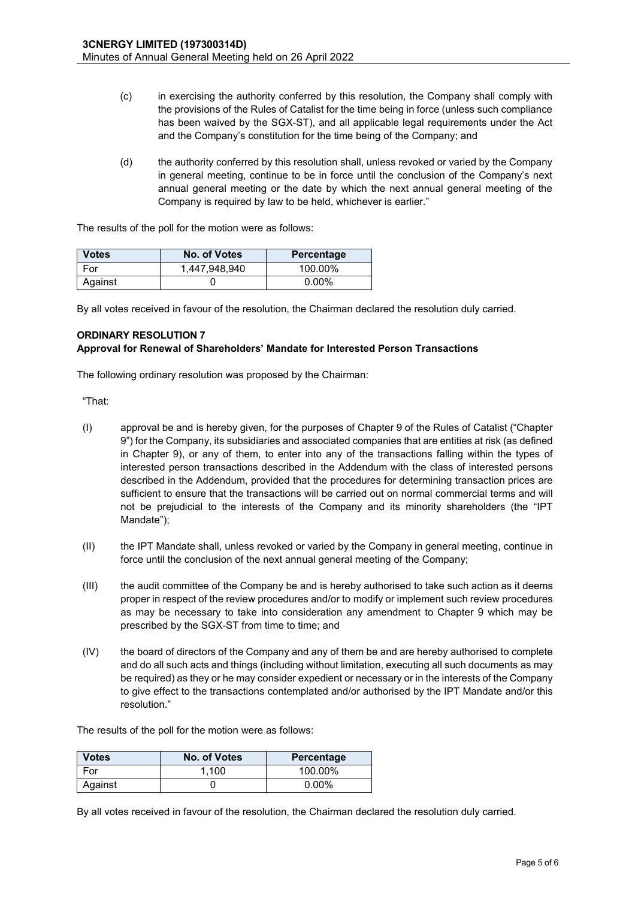(c) in exercising the authority conferred by this resolution, the Company shall comply with the provisions of the Rules of Catalist for the time being in force (unless such compliance has been waived by the SGX-ST), and all applicable legal requirements under the Act and the Company's constitution for the time being of the Company; and

(d) the authority conferred by this resolution shall, unless revoked or varied by the Company in general meeting, continue to be in force until the conclusion of the Company's next annual general meeting or the date by which the next annual general meeting of the Company is required by law to be held, whichever is earlier."

The results of the poll for the motion were as follows:

| Votes | No. of Votes | Percentage |
|---|---|---|
| For | 1,447,948,940 | 100.00% |
| Against | 0 | 0.00% |

By all votes received in favour of the resolution, the Chairman declared the resolution duly carried.

**ORDINARY RESOLUTION 7**
**Approval for Renewal of Shareholders' Mandate for Interested Person Transactions**

The following ordinary resolution was proposed by the Chairman:

"That:

(I) approval be and is hereby given, for the purposes of Chapter 9 of the Rules of Catalist ("Chapter 9") for the Company, its subsidiaries and associated companies that are entities at risk (as defined in Chapter 9), or any of them, to enter into any of the transactions falling within the types of interested person transactions described in the Addendum with the class of interested persons described in the Addendum, provided that the procedures for determining transaction prices are sufficient to ensure that the transactions will be carried out on normal commercial terms and will not be prejudicial to the interests of the Company and its minority shareholders (the "IPT Mandate");

(II) the IPT Mandate shall, unless revoked or varied by the Company in general meeting, continue in force until the conclusion of the next annual general meeting of the Company;

(III) the audit committee of the Company be and is hereby authorised to take such action as it deems proper in respect of the review procedures and/or to modify or implement such review procedures as may be necessary to take into consideration any amendment to Chapter 9 which may be prescribed by the SGX-ST from time to time; and

(IV) the board of directors of the Company and any of them be and are hereby authorised to complete and do all such acts and things (including without limitation, executing all such documents as may be required) as they or he may consider expedient or necessary or in the interests of the Company to give effect to the transactions contemplated and/or authorised by the IPT Mandate and/or this resolution."

The results of the poll for the motion were as follows:

| Votes | No. of Votes | Percentage |
|---|---|---|
| For | 1,100 | 100.00% |
| Against | 0 | 0.00% |

By all votes received in favour of the resolution, the Chairman declared the resolution duly carried.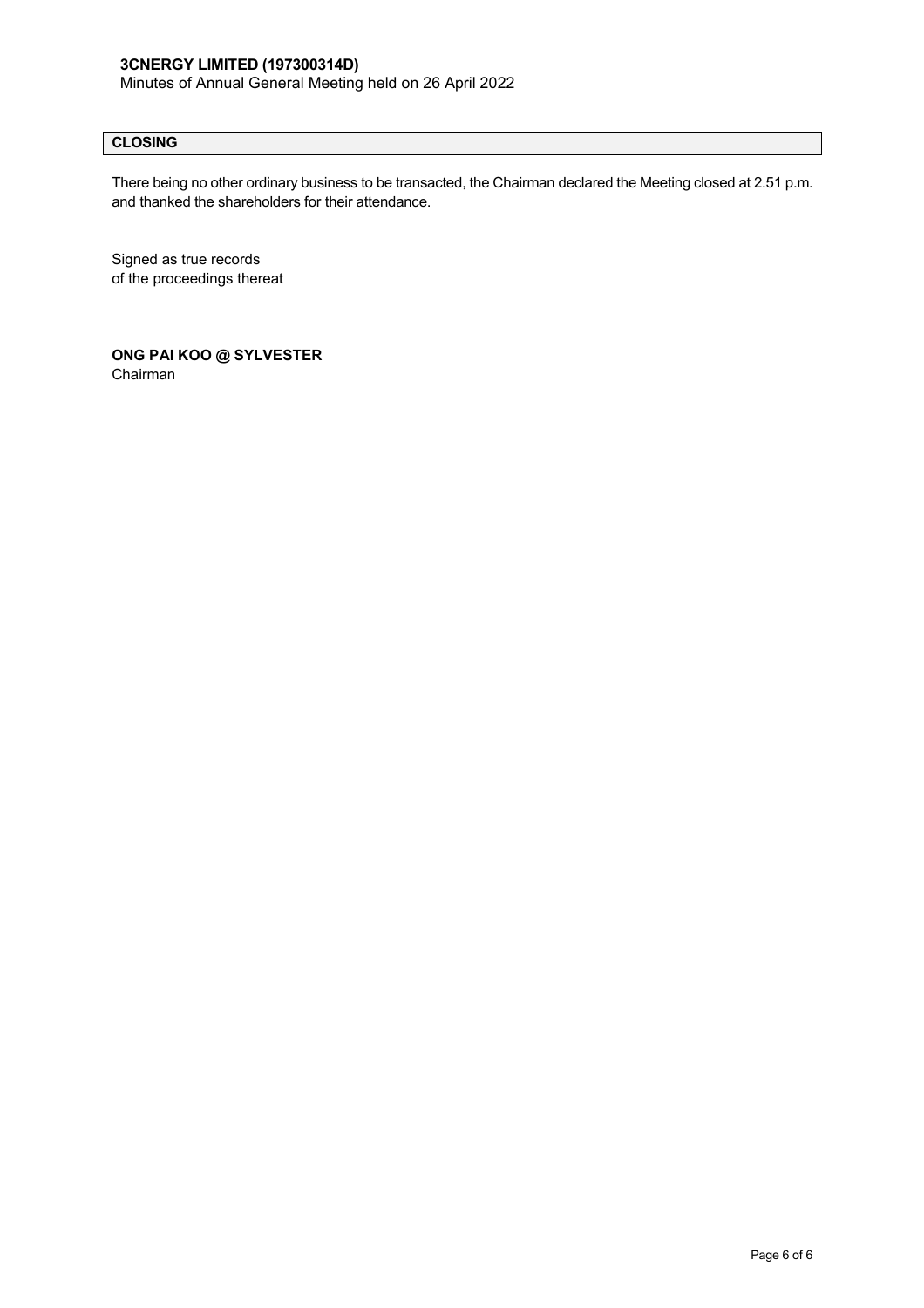## CLOSING

There being no other ordinary business to be transacted, the Chairman declared the Meeting closed at 2.51 p.m. and thanked the shareholders for their attendance.

Signed as true records
of the proceedings thereat

**ONG PAI KOO @ SYLVESTER**
Chairman